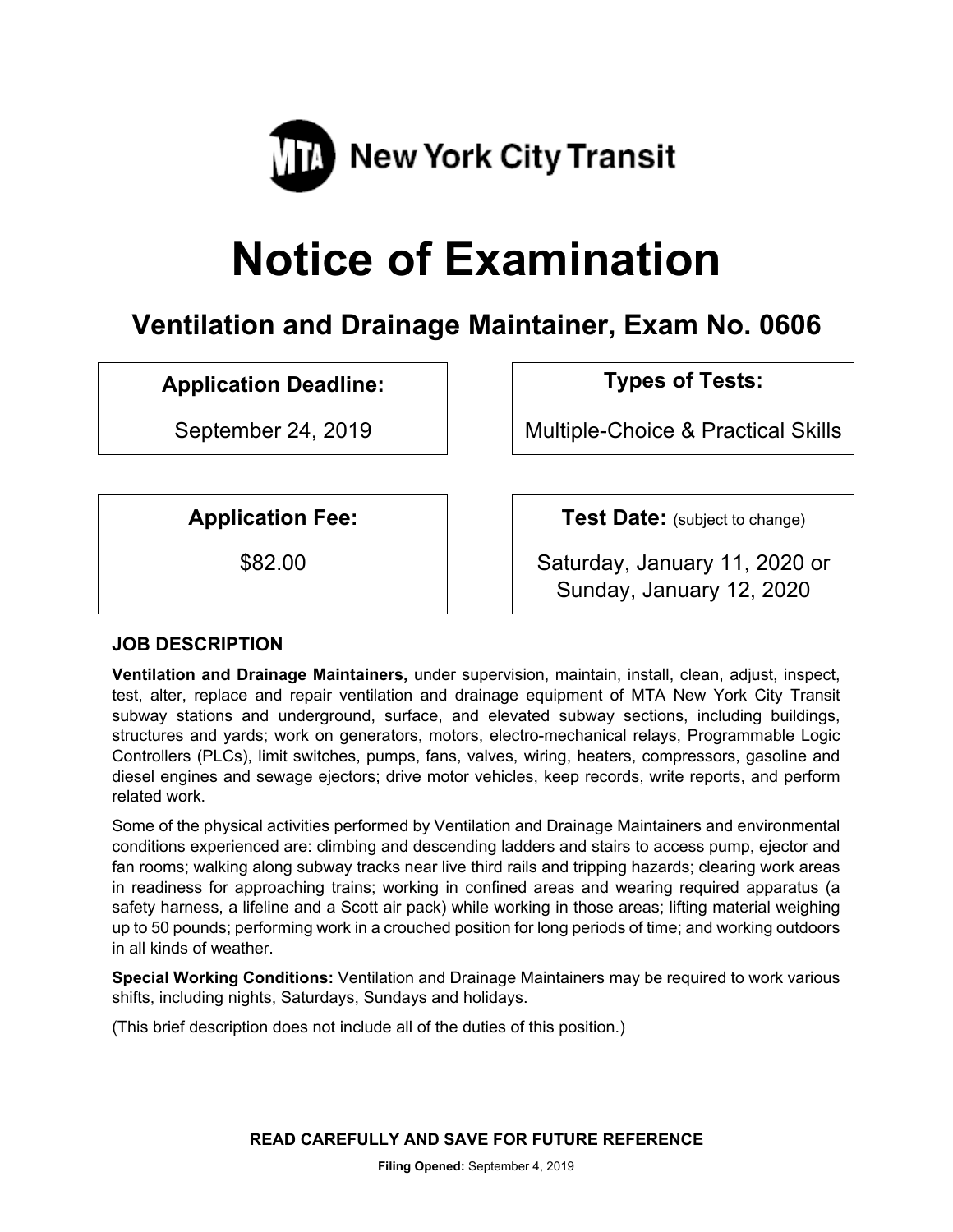MTA New York City Transit

# Notice of Examination

## Ventilation and Drainage Maintainer, Exam No. 0606

| **Application Deadline:** | **Types of Tests:** |
| --- | --- |
| September 24, 2019 | Multiple-Choice & Practical Skills |

| **Application Fee:** | **Test Date:** (subject to change) |
| --- | --- |
| $82.00 | Saturday, January 11, 2020 or Sunday, January 12, 2020 |

### JOB DESCRIPTION

**Ventilation and Drainage Maintainers,** under supervision, maintain, install, clean, adjust, inspect, test, alter, replace and repair ventilation and drainage equipment of MTA New York City Transit subway stations and underground, surface, and elevated subway sections, including buildings, structures and yards; work on generators, motors, electro-mechanical relays, Programmable Logic Controllers (PLCs), limit switches, pumps, fans, valves, wiring, heaters, compressors, gasoline and diesel engines and sewage ejectors; drive motor vehicles, keep records, write reports, and perform related work.

Some of the physical activities performed by Ventilation and Drainage Maintainers and environmental conditions experienced are: climbing and descending ladders and stairs to access pump, ejector and fan rooms; walking along subway tracks near live third rails and tripping hazards; clearing work areas in readiness for approaching trains; working in confined areas and wearing required apparatus (a safety harness, a lifeline and a Scott air pack) while working in those areas; lifting material weighing up to 50 pounds; performing work in a crouched position for long periods of time; and working outdoors in all kinds of weather.

**Special Working Conditions:** Ventilation and Drainage Maintainers may be required to work various shifts, including nights, Saturdays, Sundays and holidays.

(This brief description does not include all of the duties of this position.)

**READ CAREFULLY AND SAVE FOR FUTURE REFERENCE**

**Filing Opened:** September 4, 2019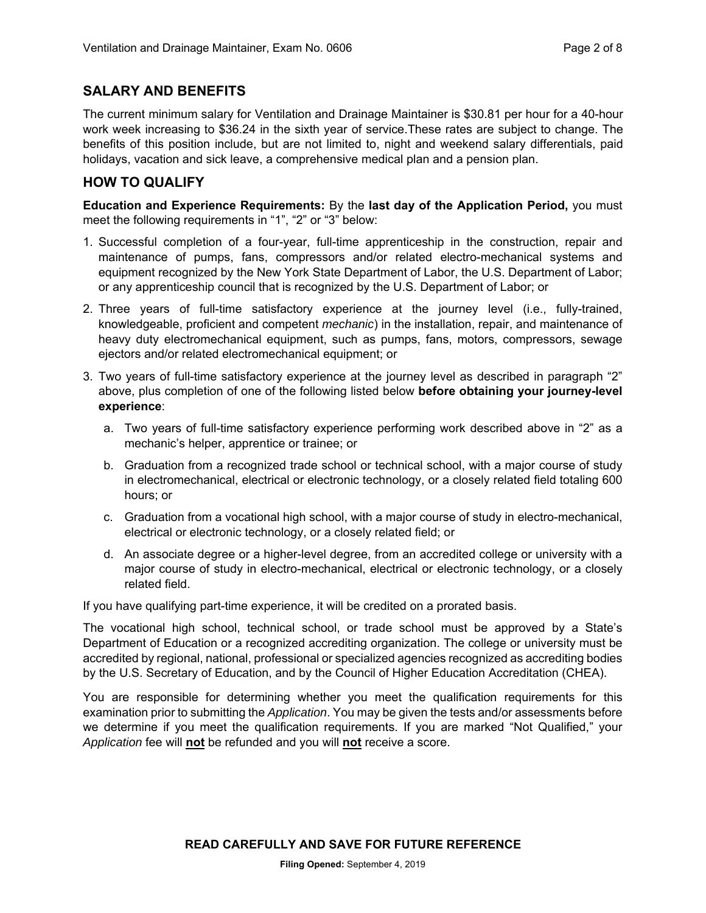## SALARY AND BENEFITS

The current minimum salary for Ventilation and Drainage Maintainer is $30.81 per hour for a 40-hour work week increasing to $36.24 in the sixth year of service.These rates are subject to change. The benefits of this position include, but are not limited to, night and weekend salary differentials, paid holidays, vacation and sick leave, a comprehensive medical plan and a pension plan.

## HOW TO QUALIFY

**Education and Experience Requirements:** By the **last day of the Application Period,** you must meet the following requirements in "1", "2" or "3" below:

1. Successful completion of a four-year, full-time apprenticeship in the construction, repair and maintenance of pumps, fans, compressors and/or related electro-mechanical systems and equipment recognized by the New York State Department of Labor, the U.S. Department of Labor; or any apprenticeship council that is recognized by the U.S. Department of Labor; or

2. Three years of full-time satisfactory experience at the journey level (i.e., fully-trained, knowledgeable, proficient and competent *mechanic*) in the installation, repair, and maintenance of heavy duty electromechanical equipment, such as pumps, fans, motors, compressors, sewage ejectors and/or related electromechanical equipment; or

3. Two years of full-time satisfactory experience at the journey level as described in paragraph "2" above, plus completion of one of the following listed below **before obtaining your journey-level experience**:

   a. Two years of full-time satisfactory experience performing work described above in "2" as a mechanic's helper, apprentice or trainee; or

   b. Graduation from a recognized trade school or technical school, with a major course of study in electromechanical, electrical or electronic technology, or a closely related field totaling 600 hours; or

   c. Graduation from a vocational high school, with a major course of study in electro-mechanical, electrical or electronic technology, or a closely related field; or

   d. An associate degree or a higher-level degree, from an accredited college or university with a major course of study in electro-mechanical, electrical or electronic technology, or a closely related field.

If you have qualifying part-time experience, it will be credited on a prorated basis.

The vocational high school, technical school, or trade school must be approved by a State's Department of Education or a recognized accrediting organization. The college or university must be accredited by regional, national, professional or specialized agencies recognized as accrediting bodies by the U.S. Secretary of Education, and by the Council of Higher Education Accreditation (CHEA).

You are responsible for determining whether you meet the qualification requirements for this examination prior to submitting the *Application*. You may be given the tests and/or assessments before we determine if you meet the qualification requirements. If you are marked "Not Qualified," your *Application* fee will **not** be refunded and you will **not** receive a score.

**READ CAREFULLY AND SAVE FOR FUTURE REFERENCE**

**Filing Opened:** September 4, 2019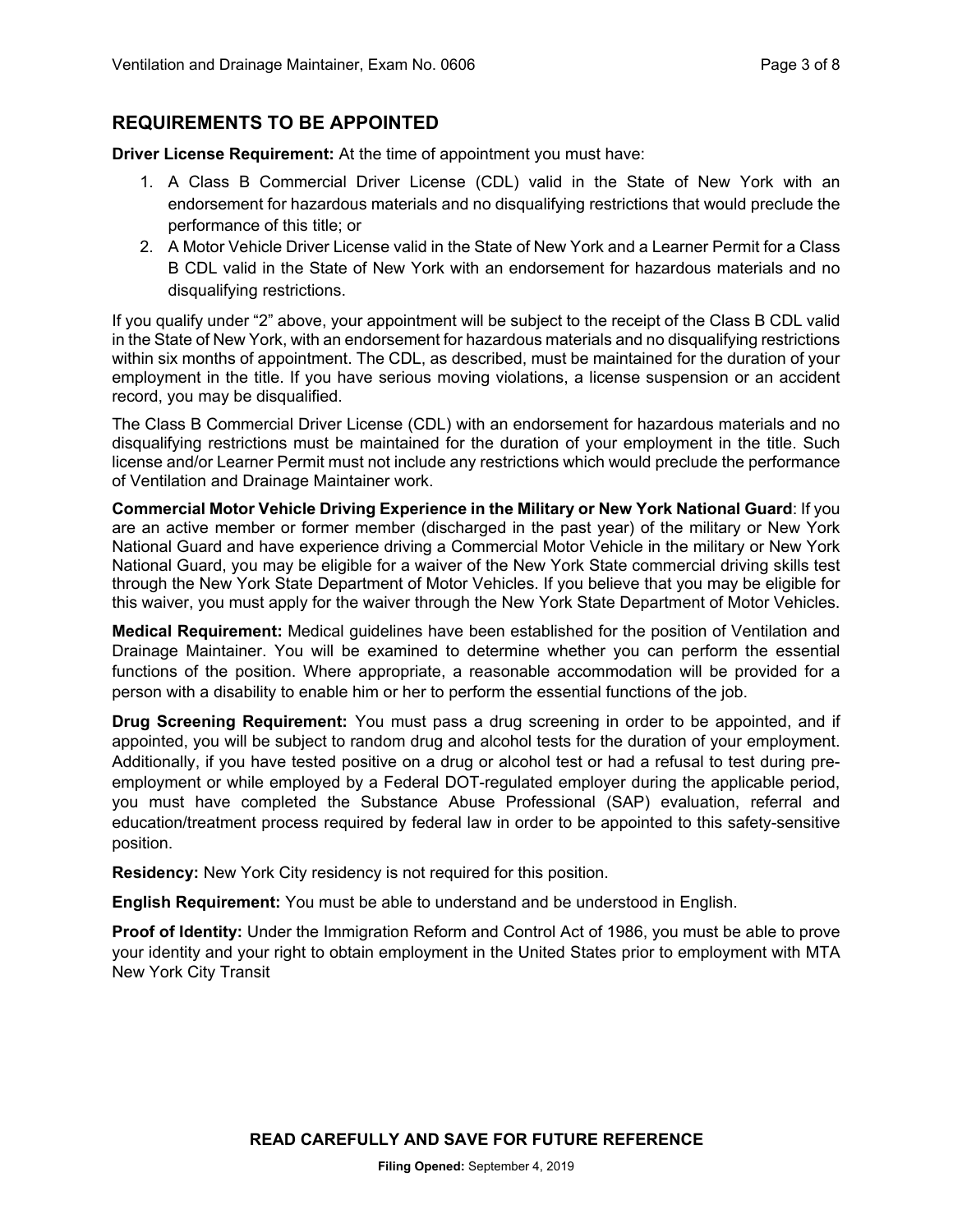## REQUIREMENTS TO BE APPOINTED

**Driver License Requirement:** At the time of appointment you must have:

1. A Class B Commercial Driver License (CDL) valid in the State of New York with an endorsement for hazardous materials and no disqualifying restrictions that would preclude the performance of this title; or
2. A Motor Vehicle Driver License valid in the State of New York and a Learner Permit for a Class B CDL valid in the State of New York with an endorsement for hazardous materials and no disqualifying restrictions.

If you qualify under "2" above, your appointment will be subject to the receipt of the Class B CDL valid in the State of New York, with an endorsement for hazardous materials and no disqualifying restrictions within six months of appointment. The CDL, as described, must be maintained for the duration of your employment in the title. If you have serious moving violations, a license suspension or an accident record, you may be disqualified.

The Class B Commercial Driver License (CDL) with an endorsement for hazardous materials and no disqualifying restrictions must be maintained for the duration of your employment in the title. Such license and/or Learner Permit must not include any restrictions which would preclude the performance of Ventilation and Drainage Maintainer work.

**Commercial Motor Vehicle Driving Experience in the Military or New York National Guard**: If you are an active member or former member (discharged in the past year) of the military or New York National Guard and have experience driving a Commercial Motor Vehicle in the military or New York National Guard, you may be eligible for a waiver of the New York State commercial driving skills test through the New York State Department of Motor Vehicles. If you believe that you may be eligible for this waiver, you must apply for the waiver through the New York State Department of Motor Vehicles.

**Medical Requirement:** Medical guidelines have been established for the position of Ventilation and Drainage Maintainer. You will be examined to determine whether you can perform the essential functions of the position. Where appropriate, a reasonable accommodation will be provided for a person with a disability to enable him or her to perform the essential functions of the job.

**Drug Screening Requirement:** You must pass a drug screening in order to be appointed, and if appointed, you will be subject to random drug and alcohol tests for the duration of your employment. Additionally, if you have tested positive on a drug or alcohol test or had a refusal to test during pre-employment or while employed by a Federal DOT-regulated employer during the applicable period, you must have completed the Substance Abuse Professional (SAP) evaluation, referral and education/treatment process required by federal law in order to be appointed to this safety-sensitive position.

**Residency:** New York City residency is not required for this position.

**English Requirement:** You must be able to understand and be understood in English.

**Proof of Identity:** Under the Immigration Reform and Control Act of 1986, you must be able to prove your identity and your right to obtain employment in the United States prior to employment with MTA New York City Transit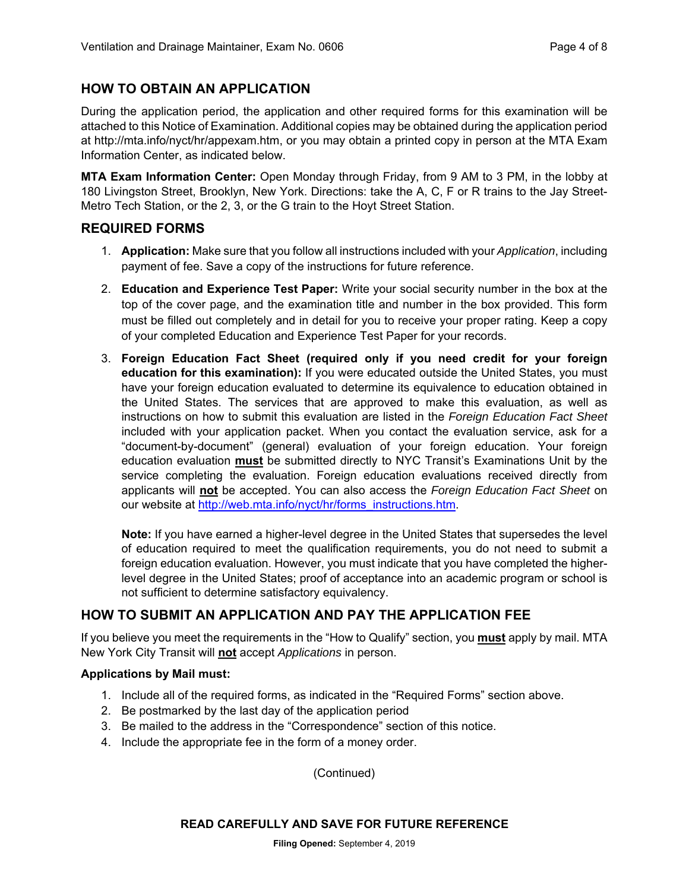## HOW TO OBTAIN AN APPLICATION

During the application period, the application and other required forms for this examination will be attached to this Notice of Examination. Additional copies may be obtained during the application period at http://mta.info/nyct/hr/appexam.htm, or you may obtain a printed copy in person at the MTA Exam Information Center, as indicated below.

**MTA Exam Information Center:** Open Monday through Friday, from 9 AM to 3 PM, in the lobby at 180 Livingston Street, Brooklyn, New York. Directions: take the A, C, F or R trains to the Jay Street-Metro Tech Station, or the 2, 3, or the G train to the Hoyt Street Station.

## REQUIRED FORMS

1. **Application:** Make sure that you follow all instructions included with your *Application*, including payment of fee. Save a copy of the instructions for future reference.

2. **Education and Experience Test Paper:** Write your social security number in the box at the top of the cover page, and the examination title and number in the box provided. This form must be filled out completely and in detail for you to receive your proper rating. Keep a copy of your completed Education and Experience Test Paper for your records.

3. **Foreign Education Fact Sheet (required only if you need credit for your foreign education for this examination):** If you were educated outside the United States, you must have your foreign education evaluated to determine its equivalence to education obtained in the United States. The services that are approved to make this evaluation, as well as instructions on how to submit this evaluation are listed in the *Foreign Education Fact Sheet* included with your application packet. When you contact the evaluation service, ask for a "document-by-document" (general) evaluation of your foreign education. Your foreign education evaluation **must** be submitted directly to NYC Transit's Examinations Unit by the service completing the evaluation. Foreign education evaluations received directly from applicants will **not** be accepted. You can also access the *Foreign Education Fact Sheet* on our website at http://web.mta.info/nyct/hr/forms_instructions.htm.

   **Note:** If you have earned a higher-level degree in the United States that supersedes the level of education required to meet the qualification requirements, you do not need to submit a foreign education evaluation. However, you must indicate that you have completed the higher-level degree in the United States; proof of acceptance into an academic program or school is not sufficient to determine satisfactory equivalency.

## HOW TO SUBMIT AN APPLICATION AND PAY THE APPLICATION FEE

If you believe you meet the requirements in the "How to Qualify" section, you **must** apply by mail. MTA New York City Transit will **not** accept *Applications* in person.

**Applications by Mail must:**

1. Include all of the required forms, as indicated in the "Required Forms" section above.
2. Be postmarked by the last day of the application period
3. Be mailed to the address in the "Correspondence" section of this notice.
4. Include the appropriate fee in the form of a money order.

(Continued)

**READ CAREFULLY AND SAVE FOR FUTURE REFERENCE**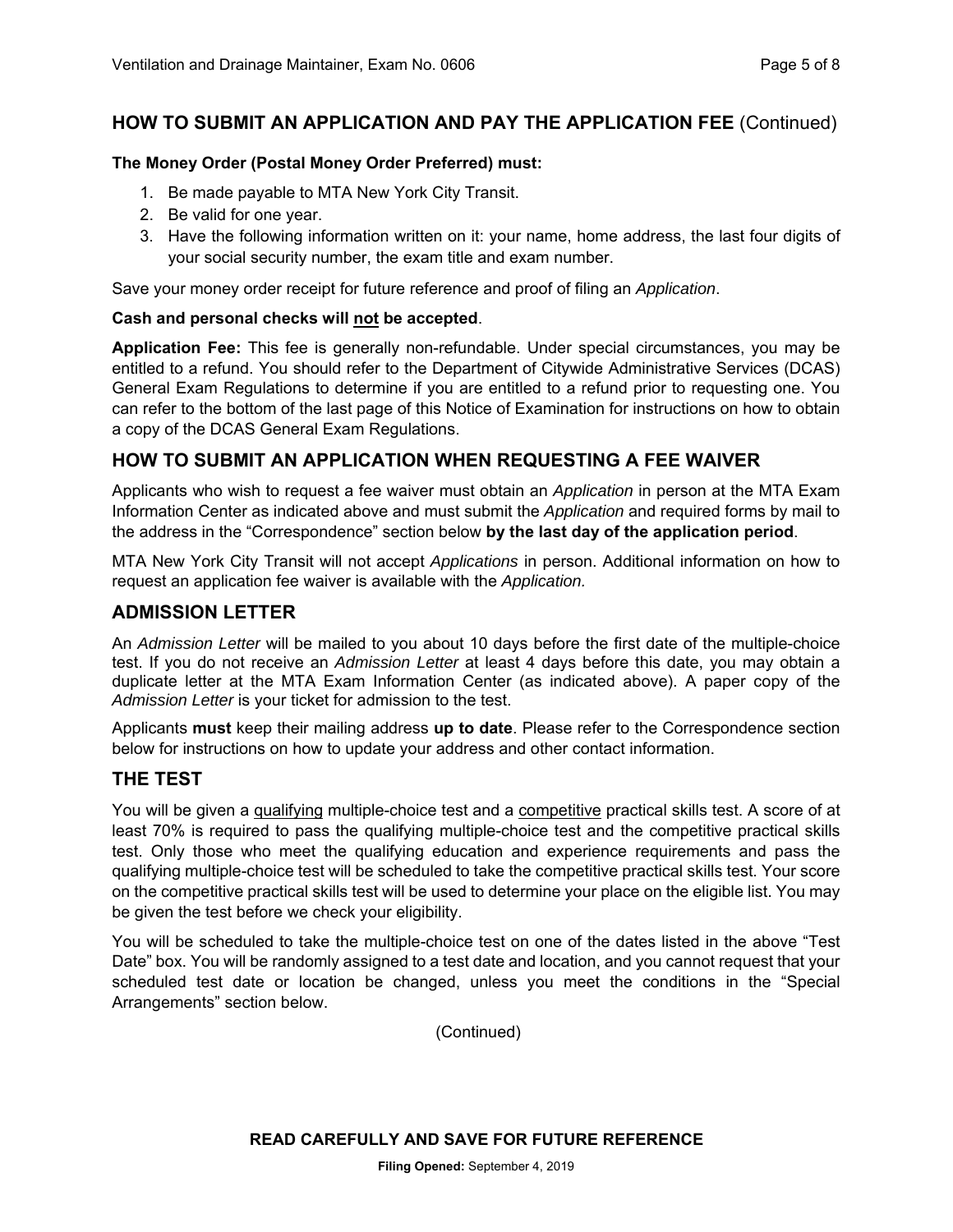## HOW TO SUBMIT AN APPLICATION AND PAY THE APPLICATION FEE (Continued)

**The Money Order (Postal Money Order Preferred) must:**

1. Be made payable to MTA New York City Transit.
2. Be valid for one year.
3. Have the following information written on it: your name, home address, the last four digits of your social security number, the exam title and exam number.

Save your money order receipt for future reference and proof of filing an *Application*.

**Cash and personal checks will not be accepted**.

**Application Fee:** This fee is generally non-refundable. Under special circumstances, you may be entitled to a refund. You should refer to the Department of Citywide Administrative Services (DCAS) General Exam Regulations to determine if you are entitled to a refund prior to requesting one. You can refer to the bottom of the last page of this Notice of Examination for instructions on how to obtain a copy of the DCAS General Exam Regulations.

## HOW TO SUBMIT AN APPLICATION WHEN REQUESTING A FEE WAIVER

Applicants who wish to request a fee waiver must obtain an *Application* in person at the MTA Exam Information Center as indicated above and must submit the *Application* and required forms by mail to the address in the "Correspondence" section below **by the last day of the application period**.

MTA New York City Transit will not accept *Applications* in person. Additional information on how to request an application fee waiver is available with the *Application.*

## ADMISSION LETTER

An *Admission Letter* will be mailed to you about 10 days before the first date of the multiple-choice test. If you do not receive an *Admission Letter* at least 4 days before this date, you may obtain a duplicate letter at the MTA Exam Information Center (as indicated above). A paper copy of the *Admission Letter* is your ticket for admission to the test.

Applicants **must** keep their mailing address **up to date**. Please refer to the Correspondence section below for instructions on how to update your address and other contact information.

## THE TEST

You will be given a qualifying multiple-choice test and a competitive practical skills test. A score of at least 70% is required to pass the qualifying multiple-choice test and the competitive practical skills test. Only those who meet the qualifying education and experience requirements and pass the qualifying multiple-choice test will be scheduled to take the competitive practical skills test. Your score on the competitive practical skills test will be used to determine your place on the eligible list. You may be given the test before we check your eligibility.

You will be scheduled to take the multiple-choice test on one of the dates listed in the above "Test Date" box. You will be randomly assigned to a test date and location, and you cannot request that your scheduled test date or location be changed, unless you meet the conditions in the "Special Arrangements" section below.

(Continued)

**READ CAREFULLY AND SAVE FOR FUTURE REFERENCE**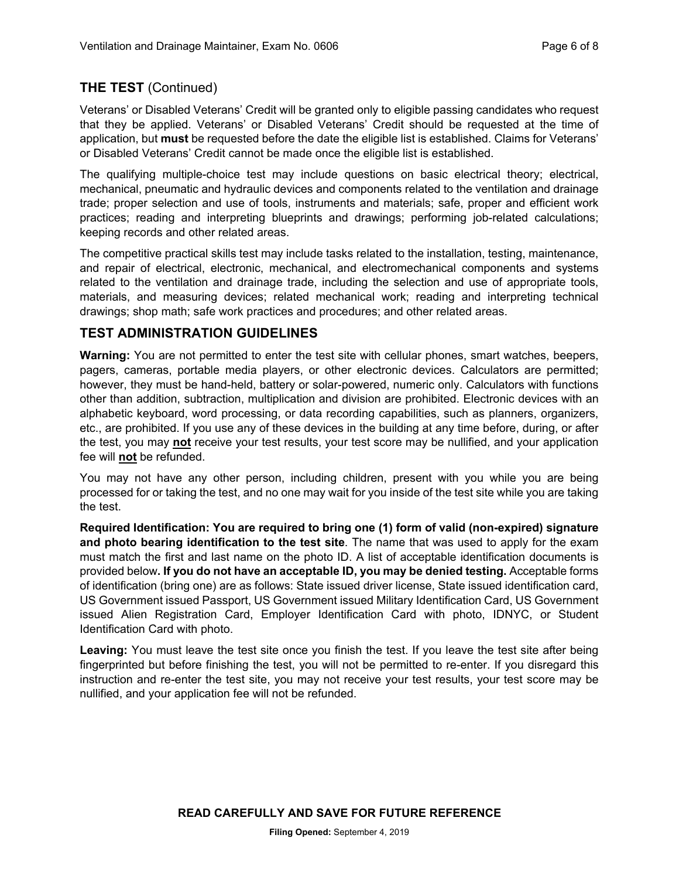## THE TEST (Continued)

Veterans' or Disabled Veterans' Credit will be granted only to eligible passing candidates who request that they be applied. Veterans' or Disabled Veterans' Credit should be requested at the time of application, but **must** be requested before the date the eligible list is established. Claims for Veterans' or Disabled Veterans' Credit cannot be made once the eligible list is established.

The qualifying multiple-choice test may include questions on basic electrical theory; electrical, mechanical, pneumatic and hydraulic devices and components related to the ventilation and drainage trade; proper selection and use of tools, instruments and materials; safe, proper and efficient work practices; reading and interpreting blueprints and drawings; performing job-related calculations; keeping records and other related areas.

The competitive practical skills test may include tasks related to the installation, testing, maintenance, and repair of electrical, electronic, mechanical, and electromechanical components and systems related to the ventilation and drainage trade, including the selection and use of appropriate tools, materials, and measuring devices; related mechanical work; reading and interpreting technical drawings; shop math; safe work practices and procedures; and other related areas.

## TEST ADMINISTRATION GUIDELINES

**Warning:** You are not permitted to enter the test site with cellular phones, smart watches, beepers, pagers, cameras, portable media players, or other electronic devices. Calculators are permitted; however, they must be hand-held, battery or solar-powered, numeric only. Calculators with functions other than addition, subtraction, multiplication and division are prohibited. Electronic devices with an alphabetic keyboard, word processing, or data recording capabilities, such as planners, organizers, etc., are prohibited. If you use any of these devices in the building at any time before, during, or after the test, you may **not** receive your test results, your test score may be nullified, and your application fee will **not** be refunded.

You may not have any other person, including children, present with you while you are being processed for or taking the test, and no one may wait for you inside of the test site while you are taking the test.

**Required Identification: You are required to bring one (1) form of valid (non-expired) signature and photo bearing identification to the test site**. The name that was used to apply for the exam must match the first and last name on the photo ID. A list of acceptable identification documents is provided below**. If you do not have an acceptable ID, you may be denied testing.** Acceptable forms of identification (bring one) are as follows: State issued driver license, State issued identification card, US Government issued Passport, US Government issued Military Identification Card, US Government issued Alien Registration Card, Employer Identification Card with photo, IDNYC, or Student Identification Card with photo.

**Leaving:** You must leave the test site once you finish the test. If you leave the test site after being fingerprinted but before finishing the test, you will not be permitted to re-enter. If you disregard this instruction and re-enter the test site, you may not receive your test results, your test score may be nullified, and your application fee will not be refunded.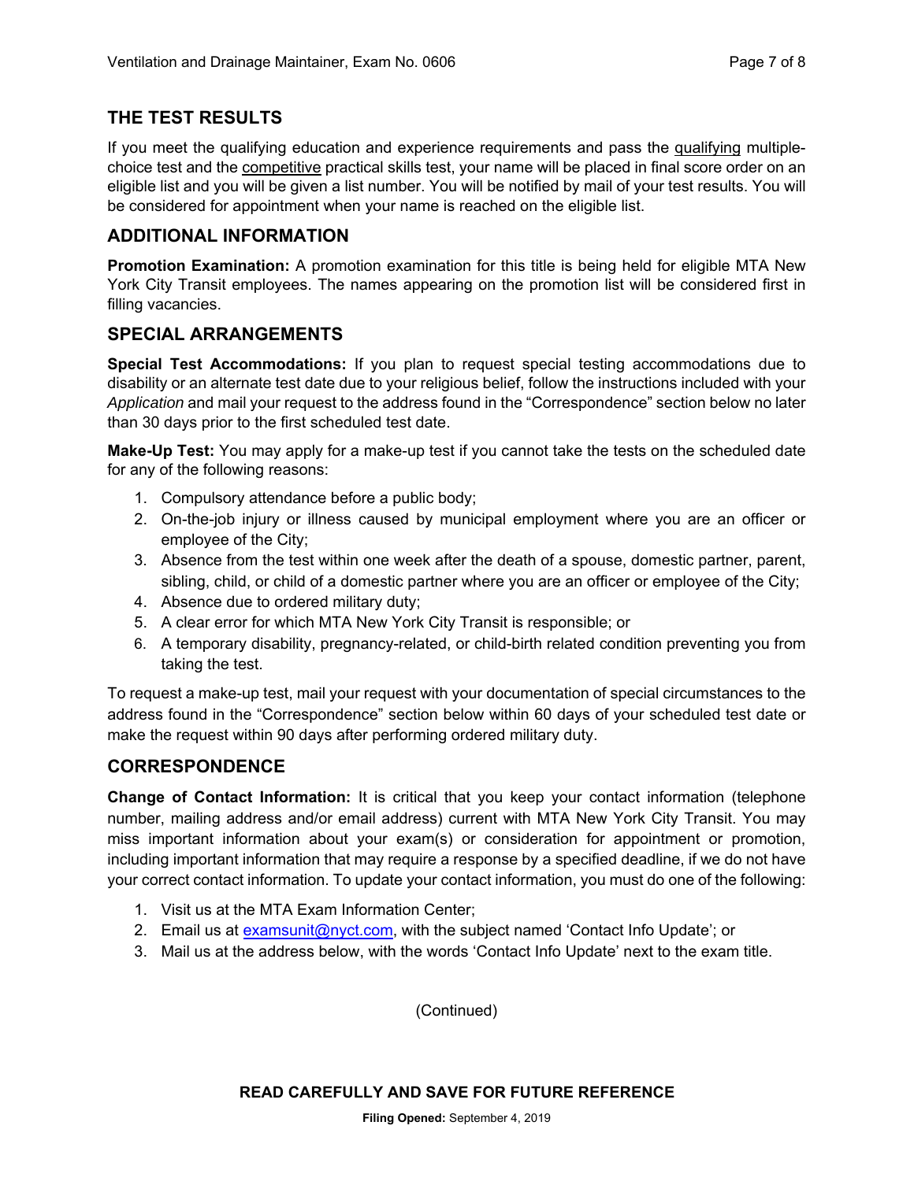## THE TEST RESULTS

If you meet the qualifying education and experience requirements and pass the qualifying multiple-choice test and the competitive practical skills test, your name will be placed in final score order on an eligible list and you will be given a list number. You will be notified by mail of your test results. You will be considered for appointment when your name is reached on the eligible list.

## ADDITIONAL INFORMATION

**Promotion Examination:** A promotion examination for this title is being held for eligible MTA New York City Transit employees. The names appearing on the promotion list will be considered first in filling vacancies.

## SPECIAL ARRANGEMENTS

**Special Test Accommodations:** If you plan to request special testing accommodations due to disability or an alternate test date due to your religious belief, follow the instructions included with your *Application* and mail your request to the address found in the "Correspondence" section below no later than 30 days prior to the first scheduled test date.

**Make-Up Test:** You may apply for a make-up test if you cannot take the tests on the scheduled date for any of the following reasons:

1. Compulsory attendance before a public body;
2. On-the-job injury or illness caused by municipal employment where you are an officer or employee of the City;
3. Absence from the test within one week after the death of a spouse, domestic partner, parent, sibling, child, or child of a domestic partner where you are an officer or employee of the City;
4. Absence due to ordered military duty;
5. A clear error for which MTA New York City Transit is responsible; or
6. A temporary disability, pregnancy-related, or child-birth related condition preventing you from taking the test.

To request a make-up test, mail your request with your documentation of special circumstances to the address found in the "Correspondence" section below within 60 days of your scheduled test date or make the request within 90 days after performing ordered military duty.

## CORRESPONDENCE

**Change of Contact Information:** It is critical that you keep your contact information (telephone number, mailing address and/or email address) current with MTA New York City Transit. You may miss important information about your exam(s) or consideration for appointment or promotion, including important information that may require a response by a specified deadline, if we do not have your correct contact information. To update your contact information, you must do one of the following:

1. Visit us at the MTA Exam Information Center;
2. Email us at examsunit@nyct.com, with the subject named 'Contact Info Update'; or
3. Mail us at the address below, with the words 'Contact Info Update' next to the exam title.

(Continued)

**READ CAREFULLY AND SAVE FOR FUTURE REFERENCE**

**Filing Opened:** September 4, 2019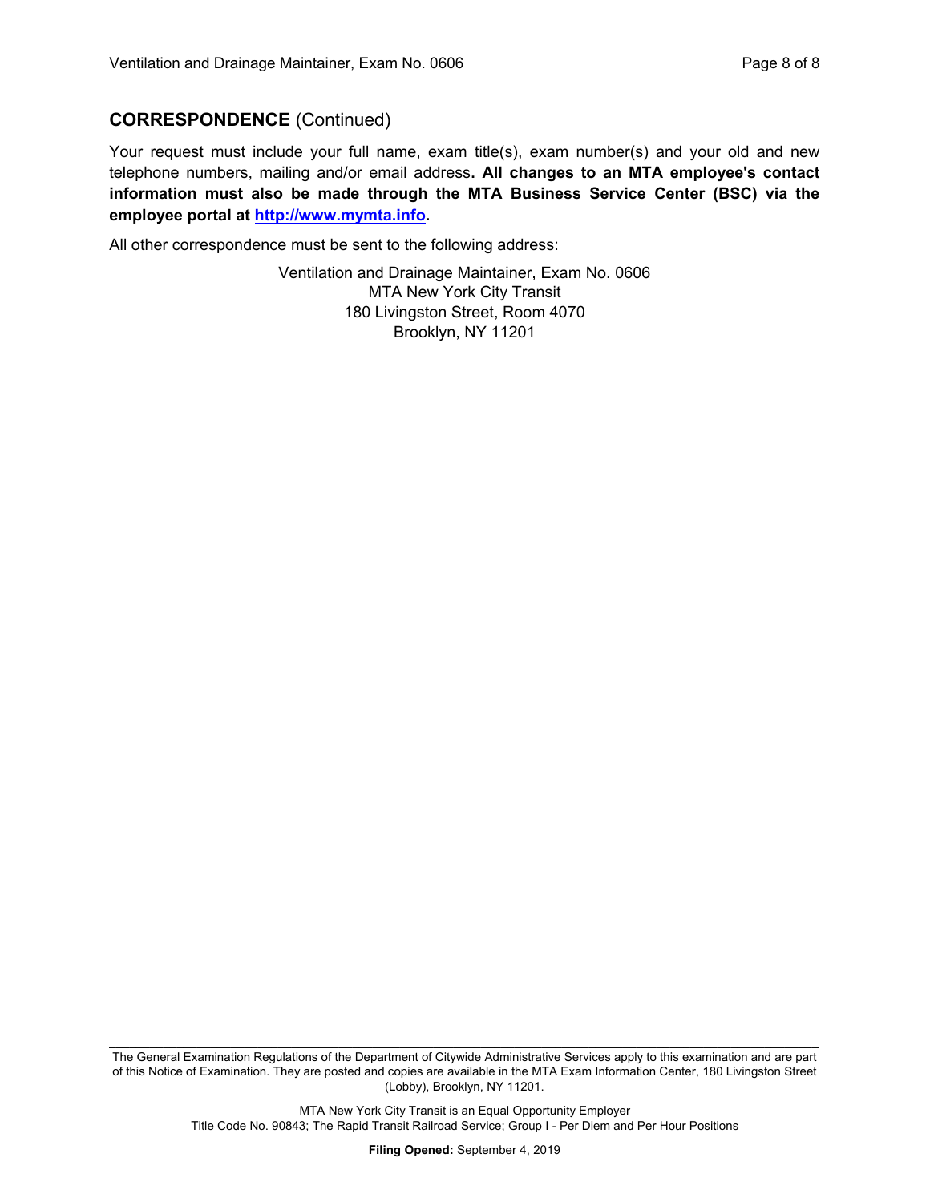## CORRESPONDENCE (Continued)

Your request must include your full name, exam title(s), exam number(s) and your old and new telephone numbers, mailing and/or email address**. All changes to an MTA employee's contact information must also be made through the MTA Business Service Center (BSC) via the employee portal at [http://www.mymta.info](http://www.mymta.info).**

All other correspondence must be sent to the following address:

Ventilation and Drainage Maintainer, Exam No. 0606
MTA New York City Transit
180 Livingston Street, Room 4070
Brooklyn, NY 11201

---

The General Examination Regulations of the Department of Citywide Administrative Services apply to this examination and are part of this Notice of Examination. They are posted and copies are available in the MTA Exam Information Center, 180 Livingston Street (Lobby), Brooklyn, NY 11201.

MTA New York City Transit is an Equal Opportunity Employer
Title Code No. 90843; The Rapid Transit Railroad Service; Group I - Per Diem and Per Hour Positions

**Filing Opened:** September 4, 2019